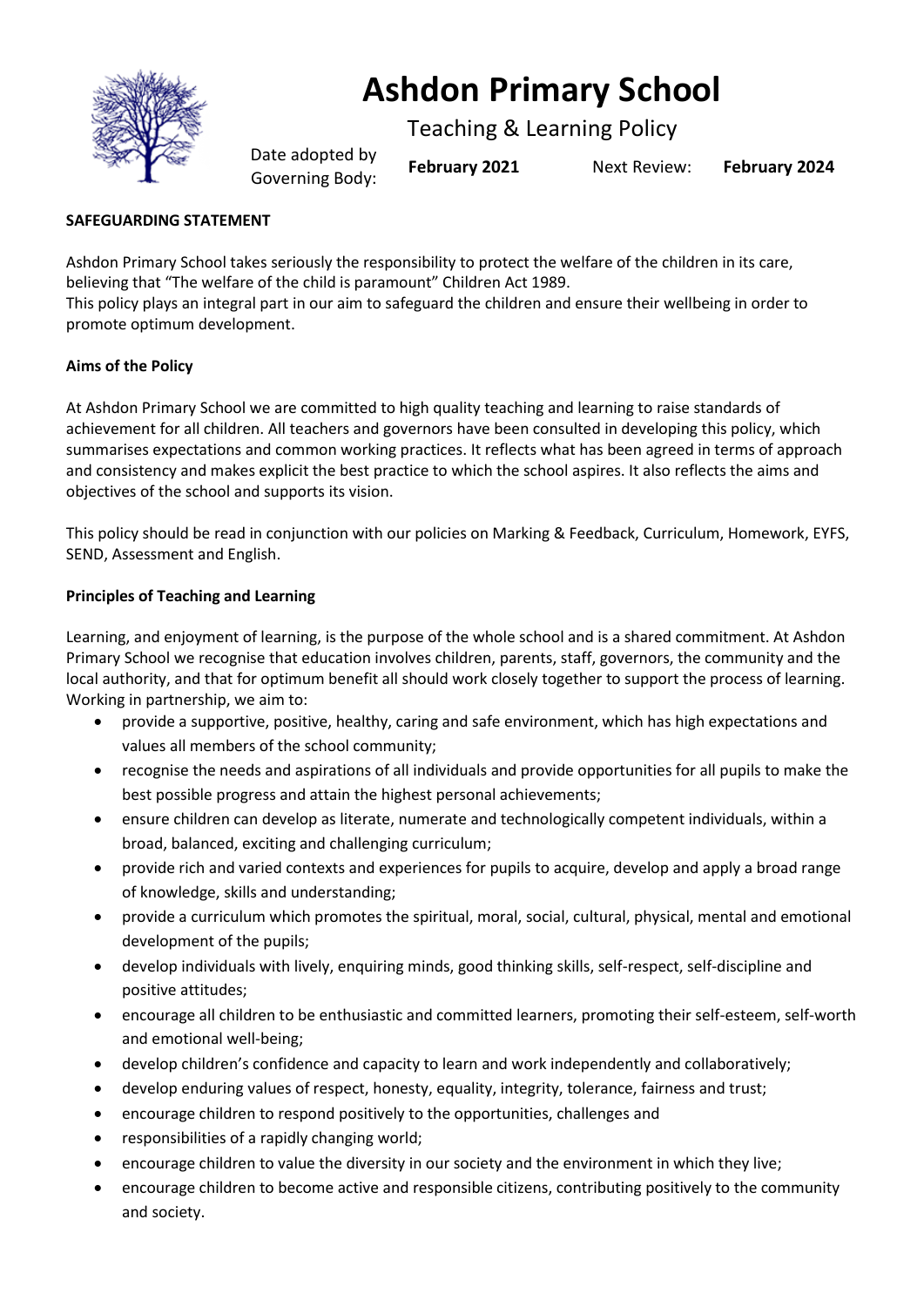# Ashdon Primary School

## Teaching & Learning Policy

Date adopted by Governing Body: **February 2021** Next Review: **February 2024**

**SAFEGUARDING STATEMENT**

Ashdon Primary School takes seriously the responsibility to protect the welfare of the children in its care, believing that "The welfare of the child is paramount" Children Act 1989.
This policy plays an integral part in our aim to safeguard the children and ensure their wellbeing in order to promote optimum development.

**Aims of the Policy**

At Ashdon Primary School we are committed to high quality teaching and learning to raise standards of achievement for all children. All teachers and governors have been consulted in developing this policy, which summarises expectations and common working practices. It reflects what has been agreed in terms of approach and consistency and makes explicit the best practice to which the school aspires. It also reflects the aims and objectives of the school and supports its vision.

This policy should be read in conjunction with our policies on Marking & Feedback, Curriculum, Homework, EYFS, SEND, Assessment and English.

**Principles of Teaching and Learning**

Learning, and enjoyment of learning, is the purpose of the whole school and is a shared commitment. At Ashdon Primary School we recognise that education involves children, parents, staff, governors, the community and the local authority, and that for optimum benefit all should work closely together to support the process of learning. Working in partnership, we aim to:

- provide a supportive, positive, healthy, caring and safe environment, which has high expectations and values all members of the school community;
- recognise the needs and aspirations of all individuals and provide opportunities for all pupils to make the best possible progress and attain the highest personal achievements;
- ensure children can develop as literate, numerate and technologically competent individuals, within a broad, balanced, exciting and challenging curriculum;
- provide rich and varied contexts and experiences for pupils to acquire, develop and apply a broad range of knowledge, skills and understanding;
- provide a curriculum which promotes the spiritual, moral, social, cultural, physical, mental and emotional development of the pupils;
- develop individuals with lively, enquiring minds, good thinking skills, self-respect, self-discipline and positive attitudes;
- encourage all children to be enthusiastic and committed learners, promoting their self-esteem, self-worth and emotional well-being;
- develop children's confidence and capacity to learn and work independently and collaboratively;
- develop enduring values of respect, honesty, equality, integrity, tolerance, fairness and trust;
- encourage children to respond positively to the opportunities, challenges and
- responsibilities of a rapidly changing world;
- encourage children to value the diversity in our society and the environment in which they live;
- encourage children to become active and responsible citizens, contributing positively to the community and society.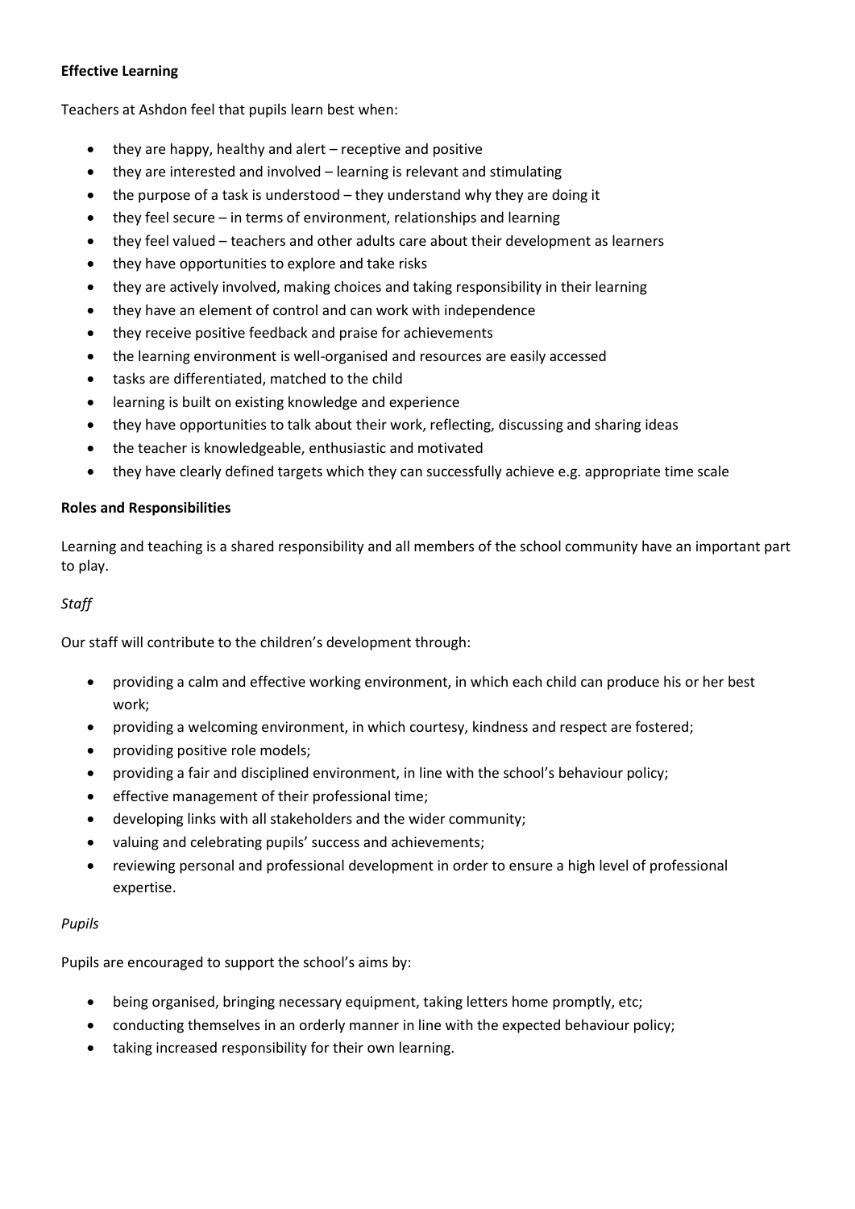**Effective Learning**

Teachers at Ashdon feel that pupils learn best when:

- they are happy, healthy and alert – receptive and positive
- they are interested and involved – learning is relevant and stimulating
- the purpose of a task is understood – they understand why they are doing it
- they feel secure – in terms of environment, relationships and learning
- they feel valued – teachers and other adults care about their development as learners
- they have opportunities to explore and take risks
- they are actively involved, making choices and taking responsibility in their learning
- they have an element of control and can work with independence
- they receive positive feedback and praise for achievements
- the learning environment is well-organised and resources are easily accessed
- tasks are differentiated, matched to the child
- learning is built on existing knowledge and experience
- they have opportunities to talk about their work, reflecting, discussing and sharing ideas
- the teacher is knowledgeable, enthusiastic and motivated
- they have clearly defined targets which they can successfully achieve e.g. appropriate time scale

**Roles and Responsibilities**

Learning and teaching is a shared responsibility and all members of the school community have an important part to play.

*Staff*

Our staff will contribute to the children's development through:

- providing a calm and effective working environment, in which each child can produce his or her best work;
- providing a welcoming environment, in which courtesy, kindness and respect are fostered;
- providing positive role models;
- providing a fair and disciplined environment, in line with the school's behaviour policy;
- effective management of their professional time;
- developing links with all stakeholders and the wider community;
- valuing and celebrating pupils' success and achievements;
- reviewing personal and professional development in order to ensure a high level of professional expertise.

*Pupils*

Pupils are encouraged to support the school's aims by:

- being organised, bringing necessary equipment, taking letters home promptly, etc;
- conducting themselves in an orderly manner in line with the expected behaviour policy;
- taking increased responsibility for their own learning.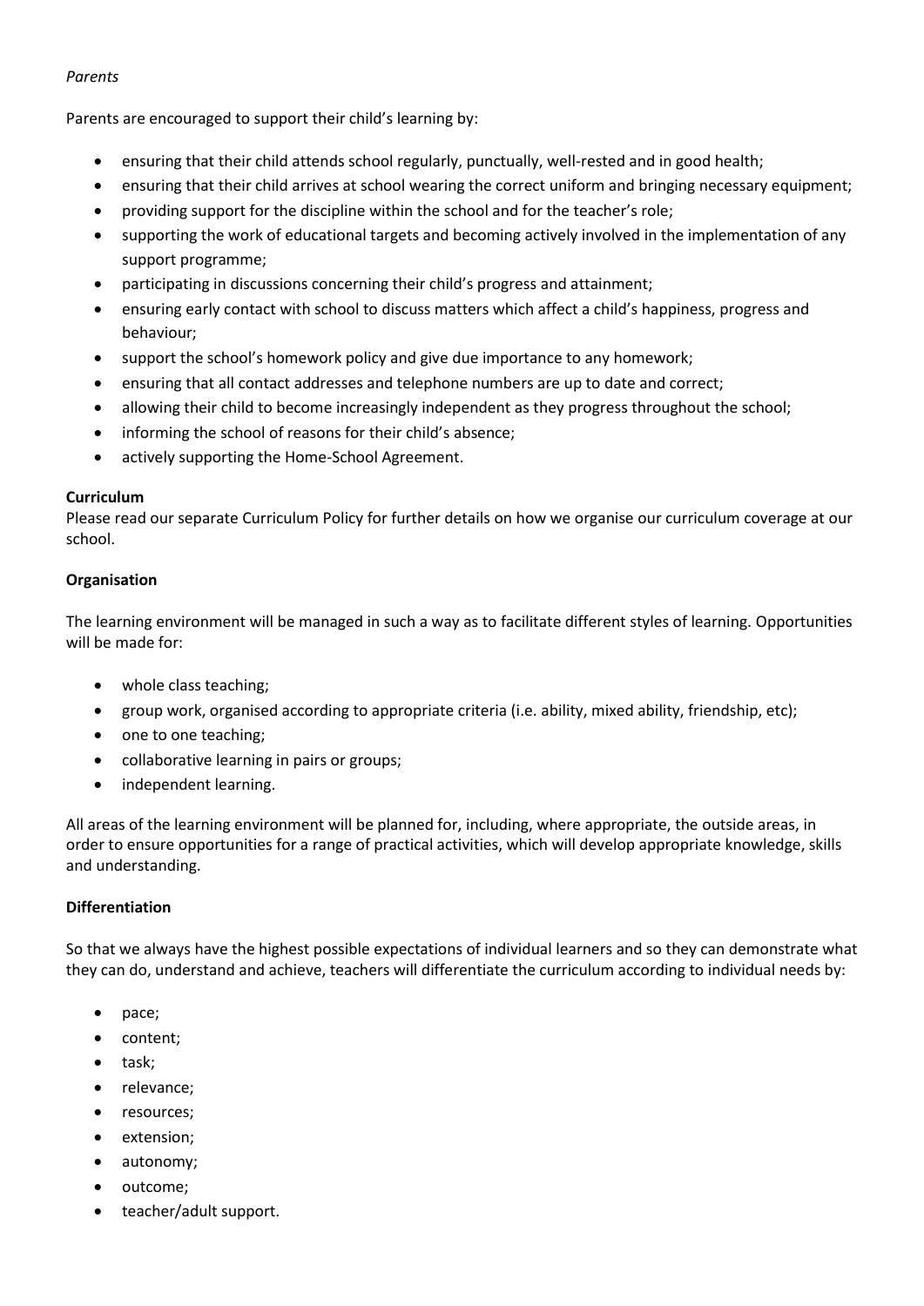*Parents*

Parents are encouraged to support their child's learning by:

- ensuring that their child attends school regularly, punctually, well-rested and in good health;
- ensuring that their child arrives at school wearing the correct uniform and bringing necessary equipment;
- providing support for the discipline within the school and for the teacher's role;
- supporting the work of educational targets and becoming actively involved in the implementation of any support programme;
- participating in discussions concerning their child's progress and attainment;
- ensuring early contact with school to discuss matters which affect a child's happiness, progress and behaviour;
- support the school's homework policy and give due importance to any homework;
- ensuring that all contact addresses and telephone numbers are up to date and correct;
- allowing their child to become increasingly independent as they progress throughout the school;
- informing the school of reasons for their child's absence;
- actively supporting the Home-School Agreement.

**Curriculum**

Please read our separate Curriculum Policy for further details on how we organise our curriculum coverage at our school.

**Organisation**

The learning environment will be managed in such a way as to facilitate different styles of learning. Opportunities will be made for:

- whole class teaching;
- group work, organised according to appropriate criteria (i.e. ability, mixed ability, friendship, etc);
- one to one teaching;
- collaborative learning in pairs or groups;
- independent learning.

All areas of the learning environment will be planned for, including, where appropriate, the outside areas, in order to ensure opportunities for a range of practical activities, which will develop appropriate knowledge, skills and understanding.

**Differentiation**

So that we always have the highest possible expectations of individual learners and so they can demonstrate what they can do, understand and achieve, teachers will differentiate the curriculum according to individual needs by:

- pace;
- content;
- task;
- relevance;
- resources;
- extension;
- autonomy;
- outcome;
- teacher/adult support.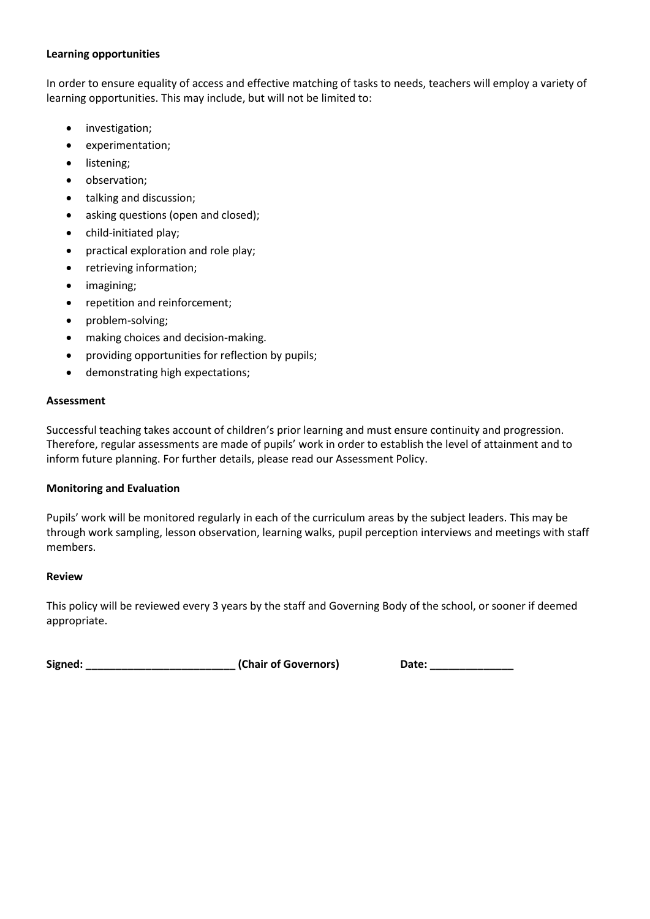**Learning opportunities**

In order to ensure equality of access and effective matching of tasks to needs, teachers will employ a variety of learning opportunities. This may include, but will not be limited to:

- investigation;
- experimentation;
- listening;
- observation;
- talking and discussion;
- asking questions (open and closed);
- child-initiated play;
- practical exploration and role play;
- retrieving information;
- imagining;
- repetition and reinforcement;
- problem-solving;
- making choices and decision-making.
- providing opportunities for reflection by pupils;
- demonstrating high expectations;

**Assessment**

Successful teaching takes account of children's prior learning and must ensure continuity and progression. Therefore, regular assessments are made of pupils' work in order to establish the level of attainment and to inform future planning. For further details, please read our Assessment Policy.

**Monitoring and Evaluation**

Pupils' work will be monitored regularly in each of the curriculum areas by the subject leaders. This may be through work sampling, lesson observation, learning walks, pupil perception interviews and meetings with staff members.

**Review**

This policy will be reviewed every 3 years by the staff and Governing Body of the school, or sooner if deemed appropriate.

**Signed: _________________________ (Chair of Governors)** **Date: ______________**